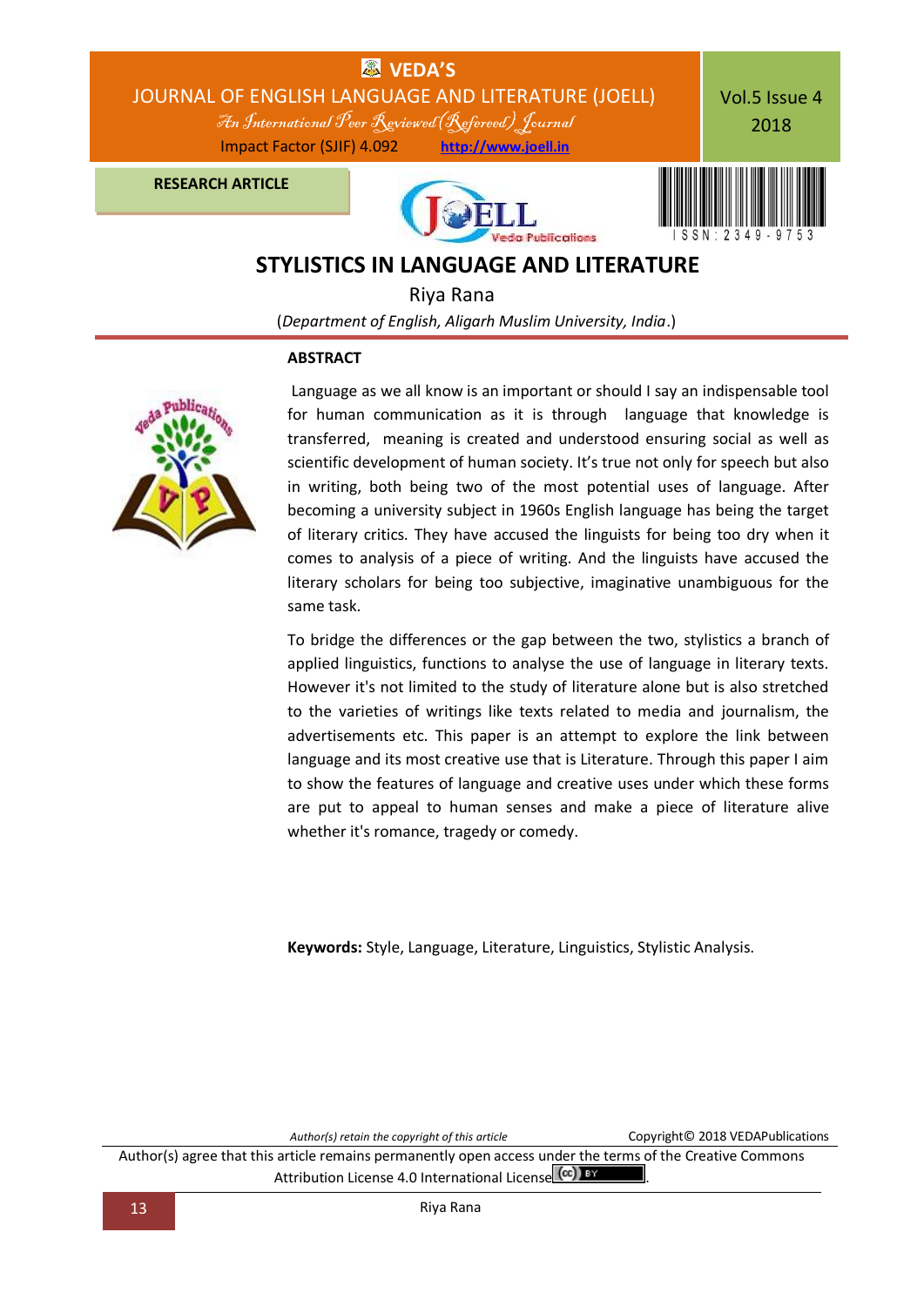RESEARCH ARTICLE

# STYLISTICS IN LANGUAGE AND LITERATURE

Riya Rana

(*Department of English, Aligarh Muslim University, India*.)

## ABSTRACT

Language as we all know is an important or should I say an indispensable tool for human communication as it is through language that knowledge is transferred, meaning is created and understood ensuring social as well as scientific development of human society. It's true not only for speech but also in writing, both being two of the most potential uses of language. After becoming a university subject in 1960s English language has being the target of literary critics. They have accused the linguists for being too dry when it comes to analysis of a piece of writing. And the linguists have accused the literary scholars for being too subjective, imaginative unambiguous for the same task.

To bridge the differences or the gap between the two, stylistics a branch of applied linguistics, functions to analyse the use of language in literary texts. However it's not limited to the study of literature alone but is also stretched to the varieties of writings like texts related to media and journalism, the advertisements etc. This paper is an attempt to explore the link between language and its most creative use that is Literature. Through this paper I aim to show the features of language and creative uses under which these forms are put to appeal to human senses and make a piece of literature alive whether it's romance, tragedy or comedy.

**Keywords:** Style, Language, Literature, Linguistics, Stylistic Analysis.

*Author(s) retain the copyright of this article* Copyright© 2018 VEDAPublications

Author(s) agree that this article remains permanently open access under the terms of the Creative Commons Attribution License 4.0 International License.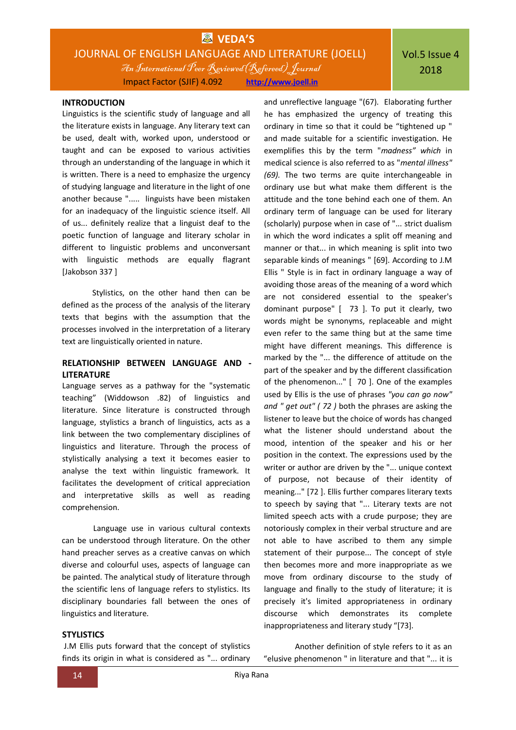## INTRODUCTION

Linguistics is the scientific study of language and all the literature exists in language. Any literary text can be used, dealt with, worked upon, understood or taught and can be exposed to various activities through an understanding of the language in which it is written. There is a need to emphasize the urgency of studying language and literature in the light of one another because "..... linguists have been mistaken for an inadequacy of the linguistic science itself. All of us... definitely realize that a linguist deaf to the poetic function of language and literary scholar in different to linguistic problems and unconversant with linguistic methods are equally flagrant [Jakobson 337 ]

Stylistics, on the other hand then can be defined as the process of the analysis of the literary texts that begins with the assumption that the processes involved in the interpretation of a literary text are linguistically oriented in nature.

## RELATIONSHIP BETWEEN LANGUAGE AND -LITERATURE

Language serves as a pathway for the "systematic teaching" (Widdowson .82) of linguistics and literature. Since literature is constructed through language, stylistics a branch of linguistics, acts as a link between the two complementary disciplines of linguistics and literature. Through the process of stylistically analysing a text it becomes easier to analyse the text within linguistic framework. It facilitates the development of critical appreciation and interpretative skills as well as reading comprehension.

Language use in various cultural contexts can be understood through literature. On the other hand preacher serves as a creative canvas on which diverse and colourful uses, aspects of language can be painted. The analytical study of literature through the scientific lens of language refers to stylistics. Its disciplinary boundaries fall between the ones of linguistics and literature.

## STYLISTICS

J.M Ellis puts forward that the concept of stylistics finds its origin in what is considered as "... ordinary and unreflective language "(67). Elaborating further he has emphasized the urgency of treating this ordinary in time so that it could be "tightened up " and made suitable for a scientific investigation. He exemplifies this by the term "*madness" which* in medical science is also referred to as "*mental illness" (69).* The two terms are quite interchangeable in ordinary use but what make them different is the attitude and the tone behind each one of them. An ordinary term of language can be used for literary (scholarly) purpose when in case of "... strict dualism in which the word indicates a split off meaning and manner or that... in which meaning is split into two separable kinds of meanings " [69]. According to J.M Ellis " Style is in fact in ordinary language a way of avoiding those areas of the meaning of a word which are not considered essential to the speaker's dominant purpose" [ 73 ]. To put it clearly, two words might be synonyms, replaceable and might even refer to the same thing but at the same time might have different meanings. This difference is marked by the "... the difference of attitude on the part of the speaker and by the different classification of the phenomenon..." [ 70 ]. One of the examples used by Ellis is the use of phrases *"you can go now"* and *" get out" ( 72 )* both the phrases are asking the listener to leave but the choice of words has changed what the listener should understand about the mood, intention of the speaker and his or her position in the context. The expressions used by the writer or author are driven by the "... unique context of purpose, not because of their identity of meaning..." [72 ]. Ellis further compares literary texts to speech by saying that "... Literary texts are not limited speech acts with a crude purpose; they are notoriously complex in their verbal structure and are not able to have ascribed to them any simple statement of their purpose... The concept of style then becomes more and more inappropriate as we move from ordinary discourse to the study of language and finally to the study of literature; it is precisely it's limited appropriateness in ordinary discourse which demonstrates its complete inappropriateness and literary study "[73].

Another definition of style refers to it as an "elusive phenomenon " in literature and that "... it is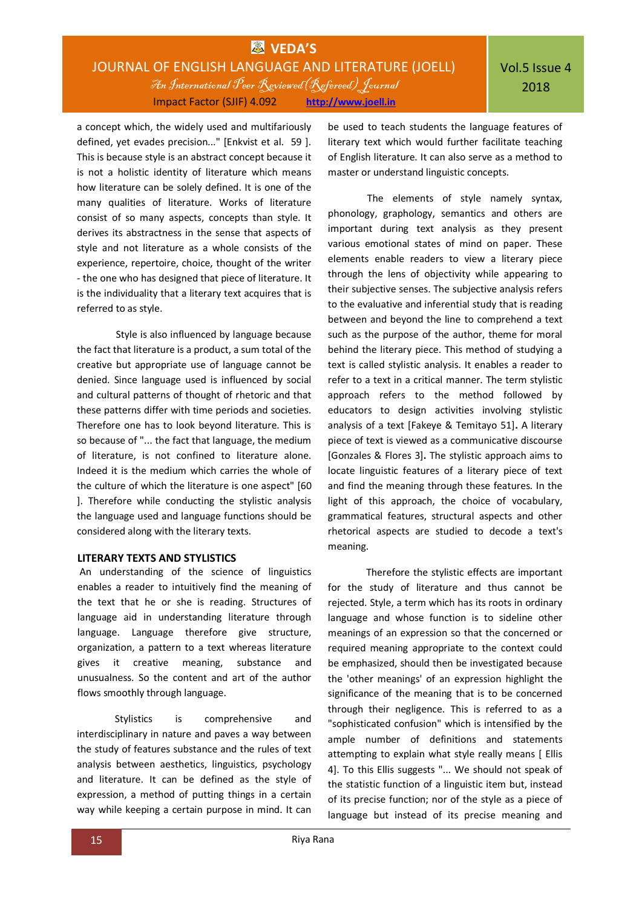a concept which, the widely used and multifariously defined, yet evades precision..." [Enkvist et al. 59 ]. This is because style is an abstract concept because it is not a holistic identity of literature which means how literature can be solely defined. It is one of the many qualities of literature. Works of literature consist of so many aspects, concepts than style. It derives its abstractness in the sense that aspects of style and not literature as a whole consists of the experience, repertoire, choice, thought of the writer - the one who has designed that piece of literature. It is the individuality that a literary text acquires that is referred to as style.

Style is also influenced by language because the fact that literature is a product, a sum total of the creative but appropriate use of language cannot be denied. Since language used is influenced by social and cultural patterns of thought of rhetoric and that these patterns differ with time periods and societies. Therefore one has to look beyond literature. This is so because of "... the fact that language, the medium of literature, is not confined to literature alone. Indeed it is the medium which carries the whole of the culture of which the literature is one aspect" [60 ]. Therefore while conducting the stylistic analysis the language used and language functions should be considered along with the literary texts.

## LITERARY TEXTS AND STYLISTICS

An understanding of the science of linguistics enables a reader to intuitively find the meaning of the text that he or she is reading. Structures of language aid in understanding literature through language. Language therefore give structure, organization, a pattern to a text whereas literature gives it creative meaning, substance and unusualness. So the content and art of the author flows smoothly through language.

Stylistics is comprehensive and interdisciplinary in nature and paves a way between the study of features substance and the rules of text analysis between aesthetics, linguistics, psychology and literature. It can be defined as the style of expression, a method of putting things in a certain way while keeping a certain purpose in mind. It can be used to teach students the language features of literary text which would further facilitate teaching of English literature. It can also serve as a method to master or understand linguistic concepts.

The elements of style namely syntax, phonology, graphology, semantics and others are important during text analysis as they present various emotional states of mind on paper. These elements enable readers to view a literary piece through the lens of objectivity while appearing to their subjective senses. The subjective analysis refers to the evaluative and inferential study that is reading between and beyond the line to comprehend a text such as the purpose of the author, theme for moral behind the literary piece. This method of studying a text is called stylistic analysis. It enables a reader to refer to a text in a critical manner. The term stylistic approach refers to the method followed by educators to design activities involving stylistic analysis of a text [Fakeye & Temitayo 51]**.** A literary piece of text is viewed as a communicative discourse [Gonzales & Flores 3]**.** The stylistic approach aims to locate linguistic features of a literary piece of text and find the meaning through these features. In the light of this approach, the choice of vocabulary, grammatical features, structural aspects and other rhetorical aspects are studied to decode a text's meaning.

Therefore the stylistic effects are important for the study of literature and thus cannot be rejected. Style, a term which has its roots in ordinary language and whose function is to sideline other meanings of an expression so that the concerned or required meaning appropriate to the context could be emphasized, should then be investigated because the 'other meanings' of an expression highlight the significance of the meaning that is to be concerned through their negligence. This is referred to as a "sophisticated confusion" which is intensified by the ample number of definitions and statements attempting to explain what style really means [ Ellis 4]. To this Ellis suggests "... We should not speak of the statistic function of a linguistic item but, instead of its precise function; nor of the style as a piece of language but instead of its precise meaning and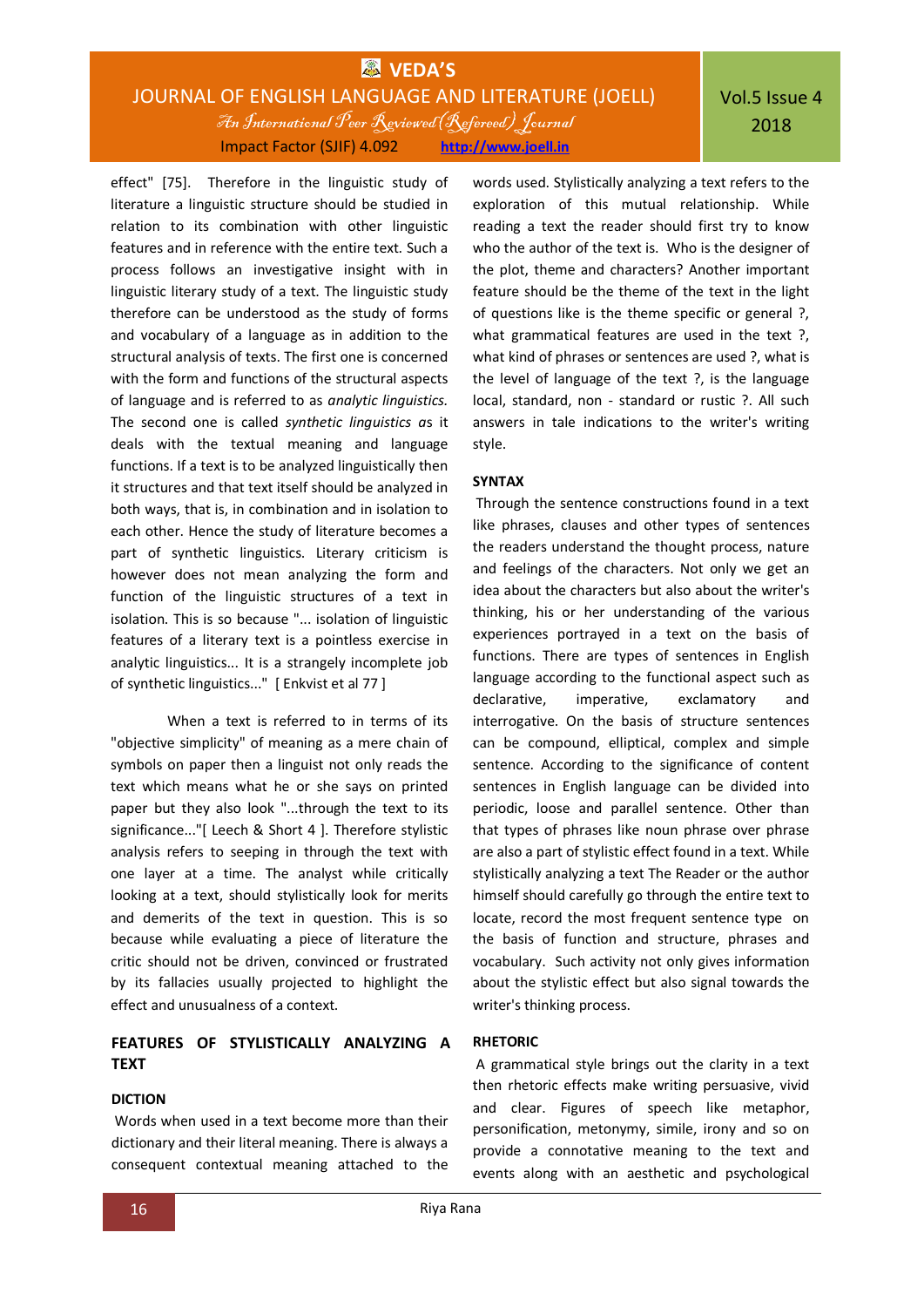effect" [75]. Therefore in the linguistic study of literature a linguistic structure should be studied in relation to its combination with other linguistic features and in reference with the entire text. Such a process follows an investigative insight with in linguistic literary study of a text. The linguistic study therefore can be understood as the study of forms and vocabulary of a language as in addition to the structural analysis of texts. The first one is concerned with the form and functions of the structural aspects of language and is referred to as *analytic linguistics.* The second one is called *synthetic linguistics a*s it deals with the textual meaning and language functions. If a text is to be analyzed linguistically then it structures and that text itself should be analyzed in both ways, that is, in combination and in isolation to each other. Hence the study of literature becomes a part of synthetic linguistics. Literary criticism is however does not mean analyzing the form and function of the linguistic structures of a text in isolation. This is so because "... isolation of linguistic features of a literary text is a pointless exercise in analytic linguistics... It is a strangely incomplete job of synthetic linguistics..." [ Enkvist et al 77 ]

When a text is referred to in terms of its "objective simplicity" of meaning as a mere chain of symbols on paper then a linguist not only reads the text which means what he or she says on printed paper but they also look "...through the text to its significance..."[ Leech & Short 4 ]. Therefore stylistic analysis refers to seeping in through the text with one layer at a time. The analyst while critically looking at a text, should stylistically look for merits and demerits of the text in question. This is so because while evaluating a piece of literature the critic should not be driven, convinced or frustrated by its fallacies usually projected to highlight the effect and unusualness of a context.

## FEATURES OF STYLISTICALLY ANALYZING A TEXT

### DICTION

Words when used in a text become more than their dictionary and their literal meaning. There is always a consequent contextual meaning attached to the words used. Stylistically analyzing a text refers to the exploration of this mutual relationship. While reading a text the reader should first try to know who the author of the text is. Who is the designer of the plot, theme and characters? Another important feature should be the theme of the text in the light of questions like is the theme specific or general ?, what grammatical features are used in the text ?, what kind of phrases or sentences are used ?, what is the level of language of the text ?, is the language local, standard, non - standard or rustic ?. All such answers in tale indications to the writer's writing style.

### SYNTAX

Through the sentence constructions found in a text like phrases, clauses and other types of sentences the readers understand the thought process, nature and feelings of the characters. Not only we get an idea about the characters but also about the writer's thinking, his or her understanding of the various experiences portrayed in a text on the basis of functions. There are types of sentences in English language according to the functional aspect such as declarative, imperative, exclamatory and interrogative. On the basis of structure sentences can be compound, elliptical, complex and simple sentence. According to the significance of content sentences in English language can be divided into periodic, loose and parallel sentence. Other than that types of phrases like noun phrase over phrase are also a part of stylistic effect found in a text. While stylistically analyzing a text The Reader or the author himself should carefully go through the entire text to locate, record the most frequent sentence type on the basis of function and structure, phrases and vocabulary. Such activity not only gives information about the stylistic effect but also signal towards the writer's thinking process.

### RHETORIC

A grammatical style brings out the clarity in a text then rhetoric effects make writing persuasive, vivid and clear. Figures of speech like metaphor, personification, metonymy, simile, irony and so on provide a connotative meaning to the text and events along with an aesthetic and psychological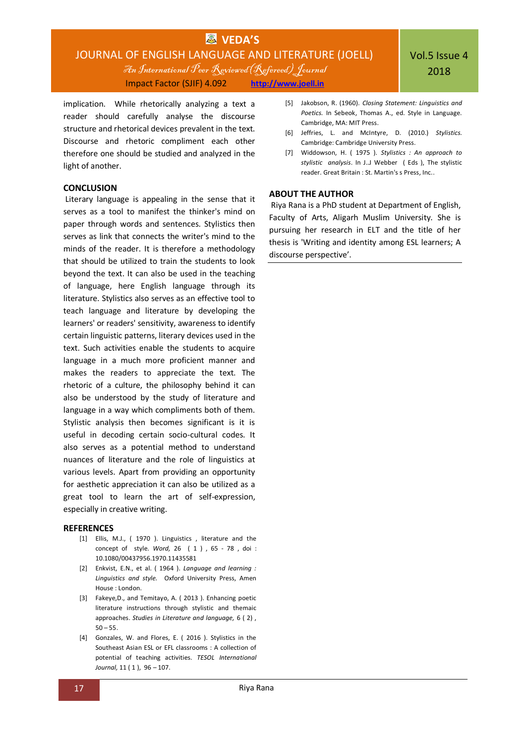implication. While rhetorically analyzing a text a reader should carefully analyse the discourse structure and rhetorical devices prevalent in the text. Discourse and rhetoric compliment each other therefore one should be studied and analyzed in the light of another.

## CONCLUSION

Literary language is appealing in the sense that it serves as a tool to manifest the thinker's mind on paper through words and sentences. Stylistics then serves as link that connects the writer's mind to the minds of the reader. It is therefore a methodology that should be utilized to train the students to look beyond the text. It can also be used in the teaching of language, here English language through its literature. Stylistics also serves as an effective tool to teach language and literature by developing the learners' or readers' sensitivity, awareness to identify certain linguistic patterns, literary devices used in the text. Such activities enable the students to acquire language in a much more proficient manner and makes the readers to appreciate the text. The rhetoric of a culture, the philosophy behind it can also be understood by the study of literature and language in a way which compliments both of them. Stylistic analysis then becomes significant is it is useful in decoding certain socio-cultural codes. It also serves as a potential method to understand nuances of literature and the role of linguistics at various levels. Apart from providing an opportunity for aesthetic appreciation it can also be utilized as a great tool to learn the art of self-expression, especially in creative writing.

## REFERENCES

[1] Ellis, M.J., ( 1970 ). Linguistics , literature and the concept of style. *Word,* 26 ( 1 ) , 65 - 78 , doi : 10.1080/00437956.1970.11435581

[2] Enkvist, E.N., et al. ( 1964 ). *Language and learning : Linguistics and style.* Oxford University Press, Amen House : London.

[3] Fakeye,D., and Temitayo, A. ( 2013 ). Enhancing poetic literature instructions through stylistic and themaic approaches. *Studies in Literature and language,* 6 ( 2) , 50 – 55.

[4] Gonzales, W. and Flores, E. ( 2016 ). Stylistics in the Southeast Asian ESL or EFL classrooms : A collection of potential of teaching activities. *TESOL International Journal,* 11 ( 1 ), 96 – 107.

[5] Jakobson, R. (1960). *Closing Statement: Linguistics and Poetics.* In Sebeok, Thomas A., ed. Style in Language. Cambridge, MA: MIT Press.

[6] Jeffries, L. and McIntyre, D. (2010.) *Stylistics.* Cambridge: Cambridge University Press.

[7] Widdowson, H. ( 1975 ). *Stylistics : An approach to stylistic analysis*. In J..J Webber ( Eds ), The stylistic reader. Great Britain : St. Martin's s Press, Inc..

## ABOUT THE AUTHOR

Riya Rana is a PhD student at Department of English, Faculty of Arts, Aligarh Muslim University. She is pursuing her research in ELT and the title of her thesis is 'Writing and identity among ESL learners; A discourse perspective'.